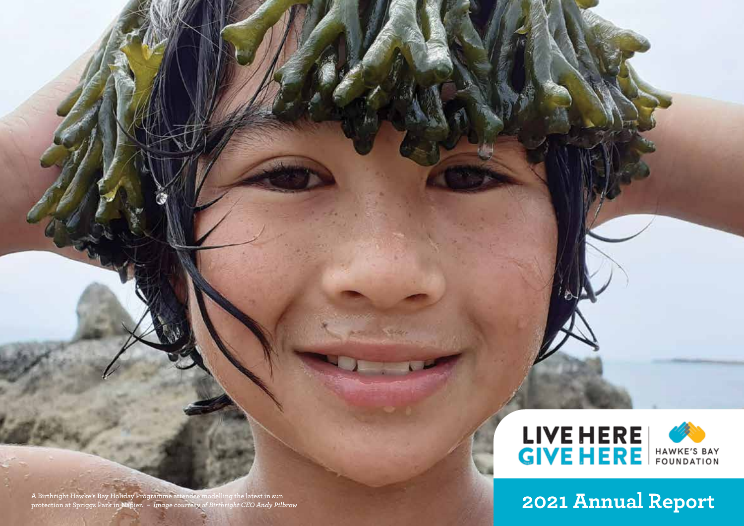LIVE HERE GIVE HERE

HAWKE'S BAY FOUNDATION

# 2021 Annual Report

A Birthright Hawke's Bay Holiday Programme attendee modelling the latest in sun protection at Spriggs Park in Napier. – *Image courtesy of Birthright CEO Andy Pilbrow*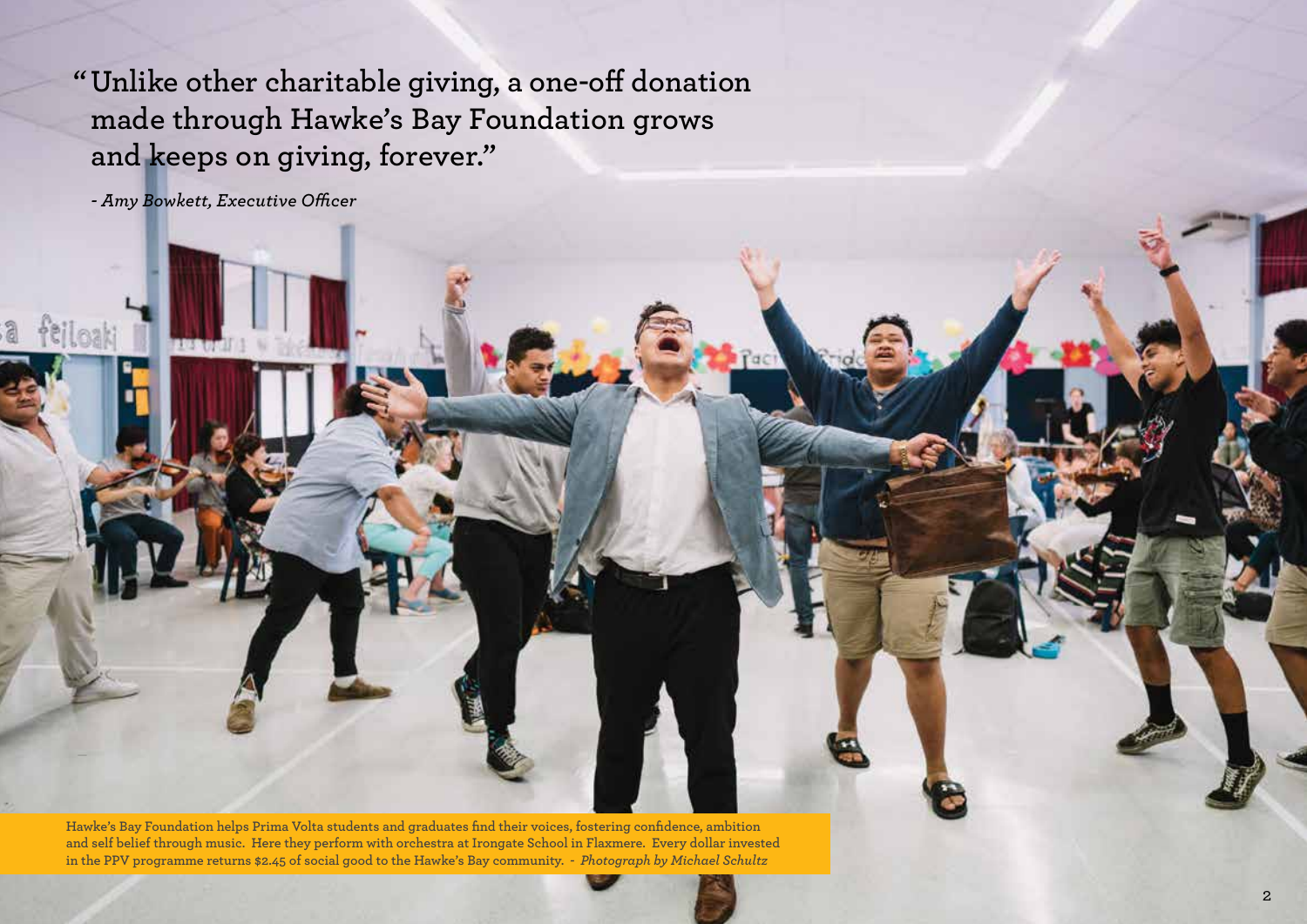> "Unlike other charitable giving, a one-off donation made through Hawke's Bay Foundation grows and keeps on giving, forever."

*- Amy Bowkett, Executive Officer*

Hawke's Bay Foundation helps Prima Volta students and graduates find their voices, fostering confidence, ambition and self belief through music. Here they perform with orchestra at Irongate School in Flaxmere. Every dollar invested in the PPV programme returns $2.45 of social good to the Hawke's Bay community. - *Photograph by Michael Schultz*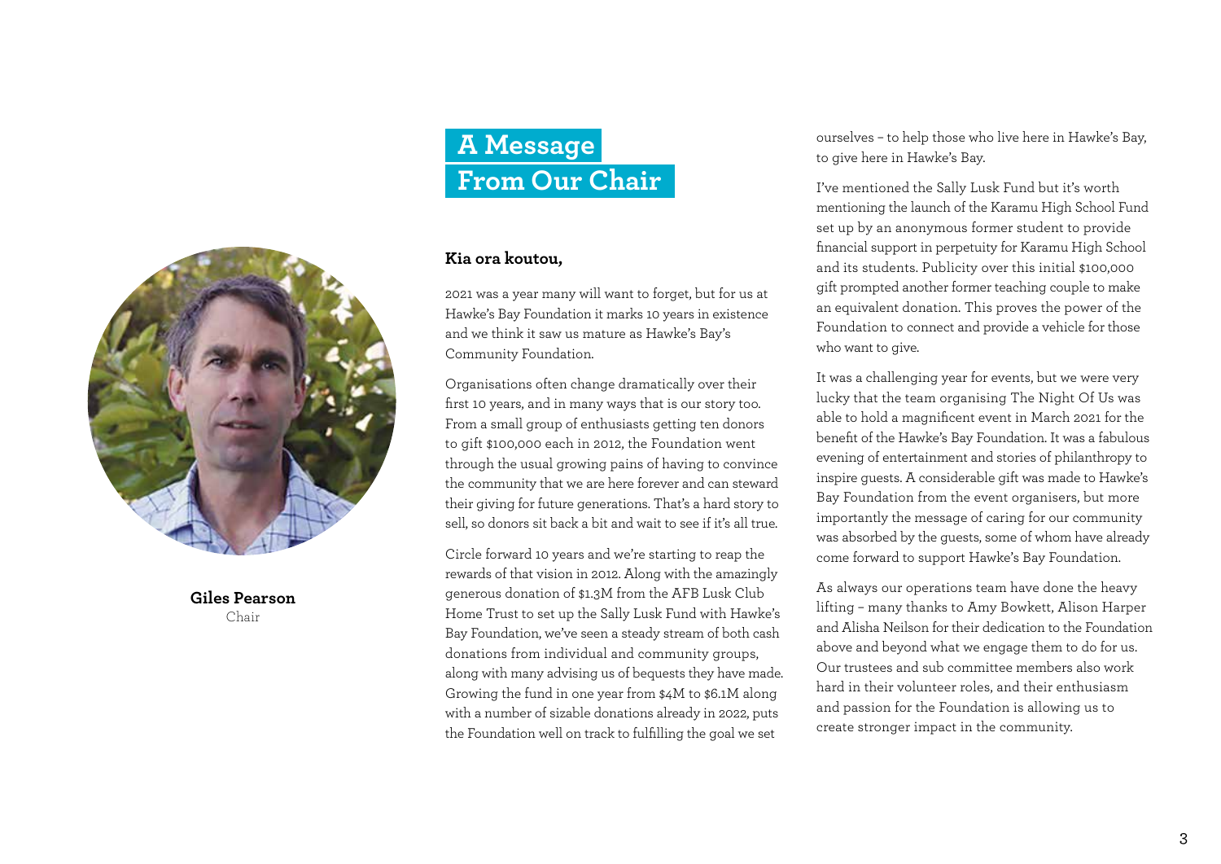# A Message From Our Chair

**Giles Pearson**
Chair

**Kia ora koutou,**

2021 was a year many will want to forget, but for us at Hawke's Bay Foundation it marks 10 years in existence and we think it saw us mature as Hawke's Bay's Community Foundation.

Organisations often change dramatically over their first 10 years, and in many ways that is our story too. From a small group of enthusiasts getting ten donors to gift $100,000 each in 2012, the Foundation went through the usual growing pains of having to convince the community that we are here forever and can steward their giving for future generations. That's a hard story to sell, so donors sit back a bit and wait to see if it's all true.

Circle forward 10 years and we're starting to reap the rewards of that vision in 2012. Along with the amazingly generous donation of $1.3M from the AFB Lusk Club Home Trust to set up the Sally Lusk Fund with Hawke's Bay Foundation, we've seen a steady stream of both cash donations from individual and community groups, along with many advising us of bequests they have made. Growing the fund in one year from $4M to $6.1M along with a number of sizable donations already in 2022, puts the Foundation well on track to fulfilling the goal we set ourselves – to help those who live here in Hawke's Bay, to give here in Hawke's Bay.

I've mentioned the Sally Lusk Fund but it's worth mentioning the launch of the Karamu High School Fund set up by an anonymous former student to provide financial support in perpetuity for Karamu High School and its students. Publicity over this initial $100,000 gift prompted another former teaching couple to make an equivalent donation. This proves the power of the Foundation to connect and provide a vehicle for those who want to give.

It was a challenging year for events, but we were very lucky that the team organising The Night Of Us was able to hold a magnificent event in March 2021 for the benefit of the Hawke's Bay Foundation. It was a fabulous evening of entertainment and stories of philanthropy to inspire guests. A considerable gift was made to Hawke's Bay Foundation from the event organisers, but more importantly the message of caring for our community was absorbed by the guests, some of whom have already come forward to support Hawke's Bay Foundation.

As always our operations team have done the heavy lifting – many thanks to Amy Bowkett, Alison Harper and Alisha Neilson for their dedication to the Foundation above and beyond what we engage them to do for us. Our trustees and sub committee members also work hard in their volunteer roles, and their enthusiasm and passion for the Foundation is allowing us to create stronger impact in the community.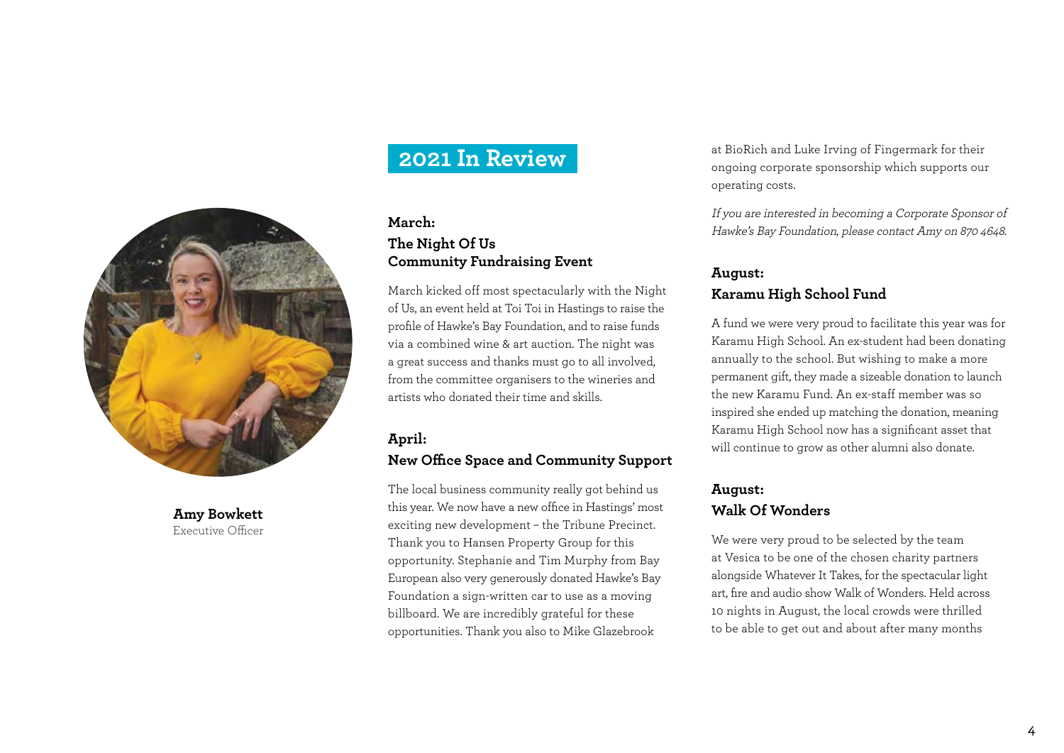**Amy Bowkett**
Executive Officer

## 2021 In Review

### March:
### The Night Of Us Community Fundraising Event

March kicked off most spectacularly with the Night of Us, an event held at Toi Toi in Hastings to raise the profile of Hawke's Bay Foundation, and to raise funds via a combined wine & art auction. The night was a great success and thanks must go to all involved, from the committee organisers to the wineries and artists who donated their time and skills.

### April:
### New Office Space and Community Support

The local business community really got behind us this year. We now have a new office in Hastings' most exciting new development – the Tribune Precinct. Thank you to Hansen Property Group for this opportunity. Stephanie and Tim Murphy from Bay European also very generously donated Hawke's Bay Foundation a sign-written car to use as a moving billboard. We are incredibly grateful for these opportunities. Thank you also to Mike Glazebrook at BioRich and Luke Irving of Fingermark for their ongoing corporate sponsorship which supports our operating costs.

*If you are interested in becoming a Corporate Sponsor of Hawke's Bay Foundation, please contact Amy on 870 4648.*

### August:
### Karamu High School Fund

A fund we were very proud to facilitate this year was for Karamu High School. An ex-student had been donating annually to the school. But wishing to make a more permanent gift, they made a sizeable donation to launch the new Karamu Fund. An ex-staff member was so inspired she ended up matching the donation, meaning Karamu High School now has a significant asset that will continue to grow as other alumni also donate.

### August:
### Walk Of Wonders

We were very proud to be selected by the team at Vesica to be one of the chosen charity partners alongside Whatever It Takes, for the spectacular light art, fire and audio show Walk of Wonders. Held across 10 nights in August, the local crowds were thrilled to be able to get out and about after many months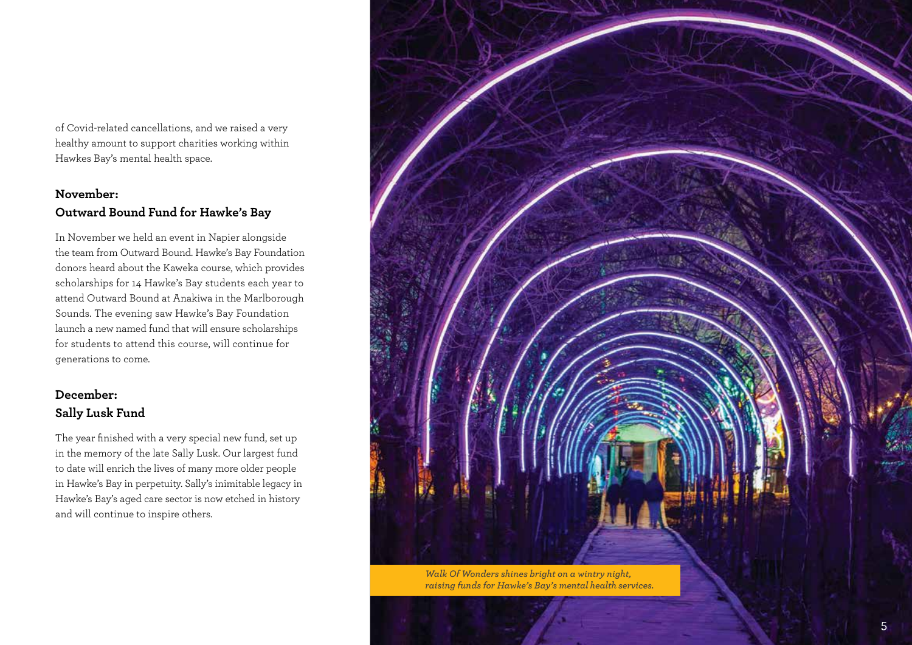of Covid-related cancellations, and we raised a very healthy amount to support charities working within Hawkes Bay's mental health space.

### November: Outward Bound Fund for Hawke's Bay

In November we held an event in Napier alongside the team from Outward Bound. Hawke's Bay Foundation donors heard about the Kaweka course, which provides scholarships for 14 Hawke's Bay students each year to attend Outward Bound at Anakiwa in the Marlborough Sounds. The evening saw Hawke's Bay Foundation launch a new named fund that will ensure scholarships for students to attend this course, will continue for generations to come.

### December: Sally Lusk Fund

The year finished with a very special new fund, set up in the memory of the late Sally Lusk. Our largest fund to date will enrich the lives of many more older people in Hawke's Bay in perpetuity. Sally's inimitable legacy in Hawke's Bay's aged care sector is now etched in history and will continue to inspire others.

*Walk Of Wonders shines bright on a wintry night, raising funds for Hawke's Bay's mental health services.*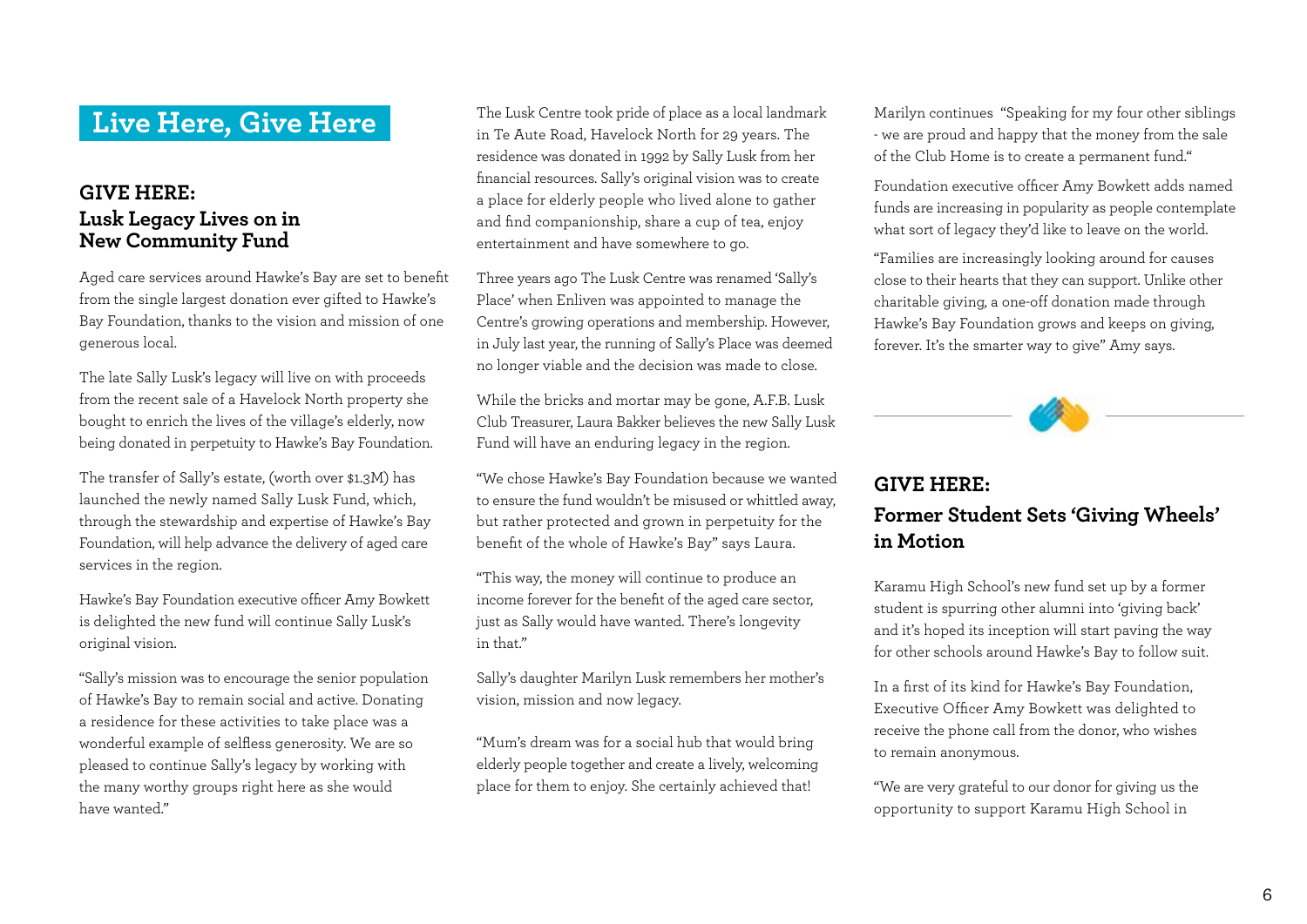# Live Here, Give Here

## GIVE HERE: Lusk Legacy Lives on in New Community Fund

Aged care services around Hawke's Bay are set to benefit from the single largest donation ever gifted to Hawke's Bay Foundation, thanks to the vision and mission of one generous local.

The late Sally Lusk's legacy will live on with proceeds from the recent sale of a Havelock North property she bought to enrich the lives of the village's elderly, now being donated in perpetuity to Hawke's Bay Foundation.

The transfer of Sally's estate, (worth over $1.3M) has launched the newly named Sally Lusk Fund, which, through the stewardship and expertise of Hawke's Bay Foundation, will help advance the delivery of aged care services in the region.

Hawke's Bay Foundation executive officer Amy Bowkett is delighted the new fund will continue Sally Lusk's original vision.

"Sally's mission was to encourage the senior population of Hawke's Bay to remain social and active. Donating a residence for these activities to take place was a wonderful example of selfless generosity. We are so pleased to continue Sally's legacy by working with the many worthy groups right here as she would have wanted."

The Lusk Centre took pride of place as a local landmark in Te Aute Road, Havelock North for 29 years. The residence was donated in 1992 by Sally Lusk from her financial resources. Sally's original vision was to create a place for elderly people who lived alone to gather and find companionship, share a cup of tea, enjoy entertainment and have somewhere to go.

Three years ago The Lusk Centre was renamed 'Sally's Place' when Enliven was appointed to manage the Centre's growing operations and membership. However, in July last year, the running of Sally's Place was deemed no longer viable and the decision was made to close.

While the bricks and mortar may be gone, A.F.B. Lusk Club Treasurer, Laura Bakker believes the new Sally Lusk Fund will have an enduring legacy in the region.

"We chose Hawke's Bay Foundation because we wanted to ensure the fund wouldn't be misused or whittled away, but rather protected and grown in perpetuity for the benefit of the whole of Hawke's Bay" says Laura.

"This way, the money will continue to produce an income forever for the benefit of the aged care sector, just as Sally would have wanted. There's longevity in that."

Sally's daughter Marilyn Lusk remembers her mother's vision, mission and now legacy.

"Mum's dream was for a social hub that would bring elderly people together and create a lively, welcoming place for them to enjoy. She certainly achieved that!

Marilyn continues "Speaking for my four other siblings - we are proud and happy that the money from the sale of the Club Home is to create a permanent fund."

Foundation executive officer Amy Bowkett adds named funds are increasing in popularity as people contemplate what sort of legacy they'd like to leave on the world.

"Families are increasingly looking around for causes close to their hearts that they can support. Unlike other charitable giving, a one-off donation made through Hawke's Bay Foundation grows and keeps on giving, forever. It's the smarter way to give" Amy says.

## GIVE HERE: Former Student Sets 'Giving Wheels' in Motion

Karamu High School's new fund set up by a former student is spurring other alumni into 'giving back' and it's hoped its inception will start paving the way for other schools around Hawke's Bay to follow suit.

In a first of its kind for Hawke's Bay Foundation, Executive Officer Amy Bowkett was delighted to receive the phone call from the donor, who wishes to remain anonymous.

"We are very grateful to our donor for giving us the opportunity to support Karamu High School in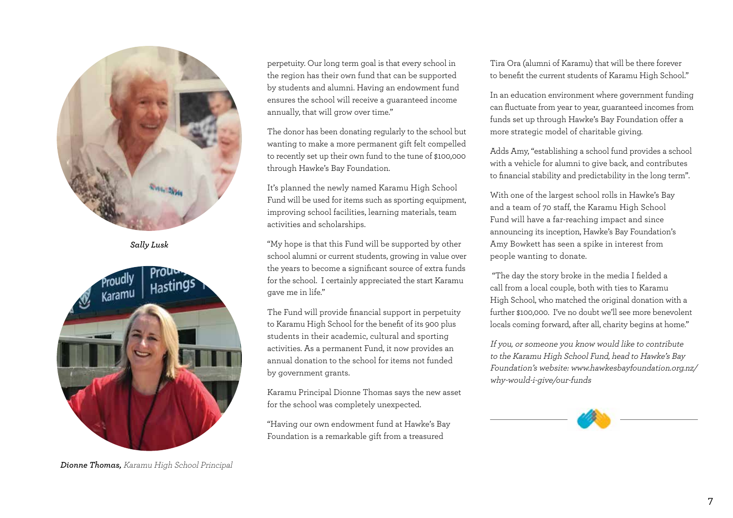*Sally Lusk*

***Dionne Thomas,*** *Karamu High School Principal*

perpetuity. Our long term goal is that every school in the region has their own fund that can be supported by students and alumni. Having an endowment fund ensures the school will receive a guaranteed income annually, that will grow over time."

The donor has been donating regularly to the school but wanting to make a more permanent gift felt compelled to recently set up their own fund to the tune of $100,000 through Hawke's Bay Foundation.

It's planned the newly named Karamu High School Fund will be used for items such as sporting equipment, improving school facilities, learning materials, team activities and scholarships.

"My hope is that this Fund will be supported by other school alumni or current students, growing in value over the years to become a significant source of extra funds for the school. I certainly appreciated the start Karamu gave me in life."

The Fund will provide financial support in perpetuity to Karamu High School for the benefit of its 900 plus students in their academic, cultural and sporting activities. As a permanent Fund, it now provides an annual donation to the school for items not funded by government grants.

Karamu Principal Dionne Thomas says the new asset for the school was completely unexpected.

"Having our own endowment fund at Hawke's Bay Foundation is a remarkable gift from a treasured Tira Ora (alumni of Karamu) that will be there forever to benefit the current students of Karamu High School."

In an education environment where government funding can fluctuate from year to year, guaranteed incomes from funds set up through Hawke's Bay Foundation offer a more strategic model of charitable giving.

Adds Amy, "establishing a school fund provides a school with a vehicle for alumni to give back, and contributes to financial stability and predictability in the long term".

With one of the largest school rolls in Hawke's Bay and a team of 70 staff, the Karamu High School Fund will have a far-reaching impact and since announcing its inception, Hawke's Bay Foundation's Amy Bowkett has seen a spike in interest from people wanting to donate.

"The day the story broke in the media I fielded a call from a local couple, both with ties to Karamu High School, who matched the original donation with a further $100,000. I've no doubt we'll see more benevolent locals coming forward, after all, charity begins at home."

*If you, or someone you know would like to contribute to the Karamu High School Fund, head to Hawke's Bay Foundation's website: www.hawkesbayfoundation.org.nz/why-would-i-give/our-funds*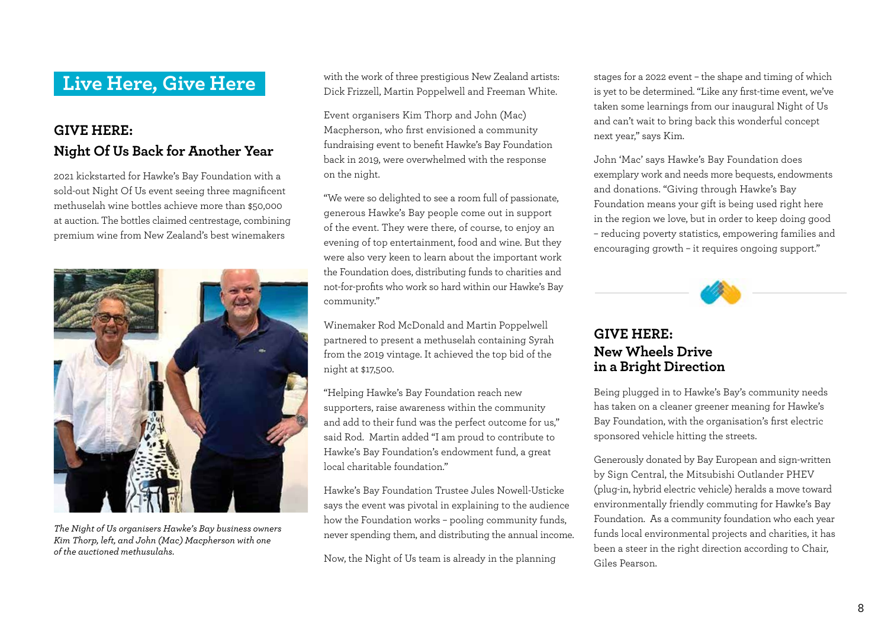# Live Here, Give Here

## GIVE HERE: Night Of Us Back for Another Year

2021 kickstarted for Hawke's Bay Foundation with a sold-out Night Of Us event seeing three magnificent methuselah wine bottles achieve more than $50,000 at auction. The bottles claimed centrestage, combining premium wine from New Zealand's best winemakers with the work of three prestigious New Zealand artists: Dick Frizzell, Martin Poppelwell and Freeman White.

*The Night of Us organisers Hawke's Bay business owners Kim Thorp, left, and John (Mac) Macpherson with one of the auctioned methusulahs.*

Event organisers Kim Thorp and John (Mac) Macpherson, who first envisioned a community fundraising event to benefit Hawke's Bay Foundation back in 2019, were overwhelmed with the response on the night.

"We were so delighted to see a room full of passionate, generous Hawke's Bay people come out in support of the event. They were there, of course, to enjoy an evening of top entertainment, food and wine. But they were also very keen to learn about the important work the Foundation does, distributing funds to charities and not-for-profits who work so hard within our Hawke's Bay community."

Winemaker Rod McDonald and Martin Poppelwell partnered to present a methuselah containing Syrah from the 2019 vintage. It achieved the top bid of the night at $17,500.

"Helping Hawke's Bay Foundation reach new supporters, raise awareness within the community and add to their fund was the perfect outcome for us," said Rod. Martin added "I am proud to contribute to Hawke's Bay Foundation's endowment fund, a great local charitable foundation."

Hawke's Bay Foundation Trustee Jules Nowell-Usticke says the event was pivotal in explaining to the audience how the Foundation works – pooling community funds, never spending them, and distributing the annual income.

Now, the Night of Us team is already in the planning stages for a 2022 event – the shape and timing of which is yet to be determined. "Like any first-time event, we've taken some learnings from our inaugural Night of Us and can't wait to bring back this wonderful concept next year," says Kim.

John 'Mac' says Hawke's Bay Foundation does exemplary work and needs more bequests, endowments and donations. "Giving through Hawke's Bay Foundation means your gift is being used right here in the region we love, but in order to keep doing good – reducing poverty statistics, empowering families and encouraging growth – it requires ongoing support."

## GIVE HERE: New Wheels Drive in a Bright Direction

Being plugged in to Hawke's Bay's community needs has taken on a cleaner greener meaning for Hawke's Bay Foundation, with the organisation's first electric sponsored vehicle hitting the streets.

Generously donated by Bay European and sign-written by Sign Central, the Mitsubishi Outlander PHEV (plug-in, hybrid electric vehicle) heralds a move toward environmentally friendly commuting for Hawke's Bay Foundation. As a community foundation who each year funds local environmental projects and charities, it has been a steer in the right direction according to Chair, Giles Pearson.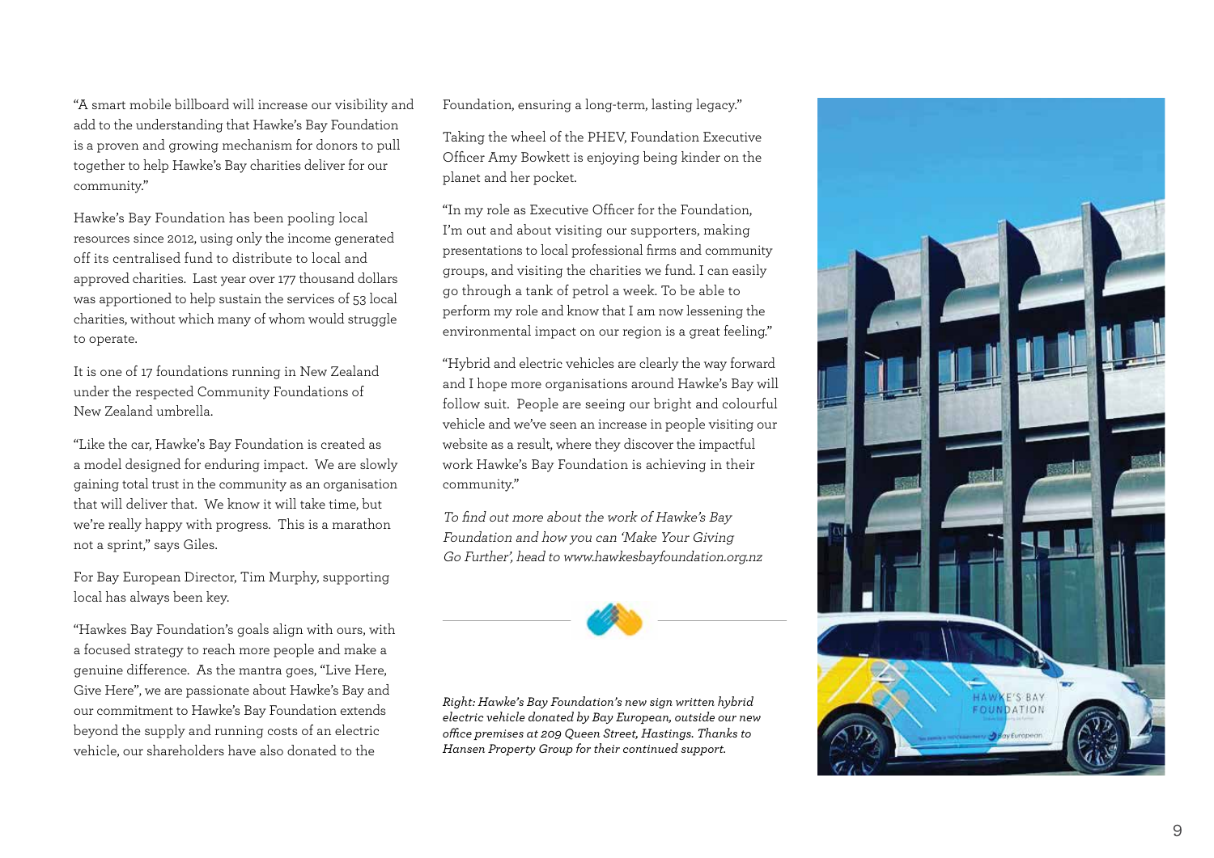"A smart mobile billboard will increase our visibility and add to the understanding that Hawke's Bay Foundation is a proven and growing mechanism for donors to pull together to help Hawke's Bay charities deliver for our community."

Hawke's Bay Foundation has been pooling local resources since 2012, using only the income generated off its centralised fund to distribute to local and approved charities. Last year over 177 thousand dollars was apportioned to help sustain the services of 53 local charities, without which many of whom would struggle to operate.

It is one of 17 foundations running in New Zealand under the respected Community Foundations of New Zealand umbrella.

"Like the car, Hawke's Bay Foundation is created as a model designed for enduring impact. We are slowly gaining total trust in the community as an organisation that will deliver that. We know it will take time, but we're really happy with progress. This is a marathon not a sprint," says Giles.

For Bay European Director, Tim Murphy, supporting local has always been key.

"Hawkes Bay Foundation's goals align with ours, with a focused strategy to reach more people and make a genuine difference. As the mantra goes, "Live Here, Give Here", we are passionate about Hawke's Bay and our commitment to Hawke's Bay Foundation extends beyond the supply and running costs of an electric vehicle, our shareholders have also donated to the Foundation, ensuring a long-term, lasting legacy."

Taking the wheel of the PHEV, Foundation Executive Officer Amy Bowkett is enjoying being kinder on the planet and her pocket.

"In my role as Executive Officer for the Foundation, I'm out and about visiting our supporters, making presentations to local professional firms and community groups, and visiting the charities we fund. I can easily go through a tank of petrol a week. To be able to perform my role and know that I am now lessening the environmental impact on our region is a great feeling."

"Hybrid and electric vehicles are clearly the way forward and I hope more organisations around Hawke's Bay will follow suit. People are seeing our bright and colourful vehicle and we've seen an increase in people visiting our website as a result, where they discover the impactful work Hawke's Bay Foundation is achieving in their community."

*To find out more about the work of Hawke's Bay Foundation and how you can 'Make Your Giving Go Further', head to www.hawkesbayfoundation.org.nz*

*Right: Hawke's Bay Foundation's new sign written hybrid electric vehicle donated by Bay European, outside our new office premises at 209 Queen Street, Hastings. Thanks to Hansen Property Group for their continued support.*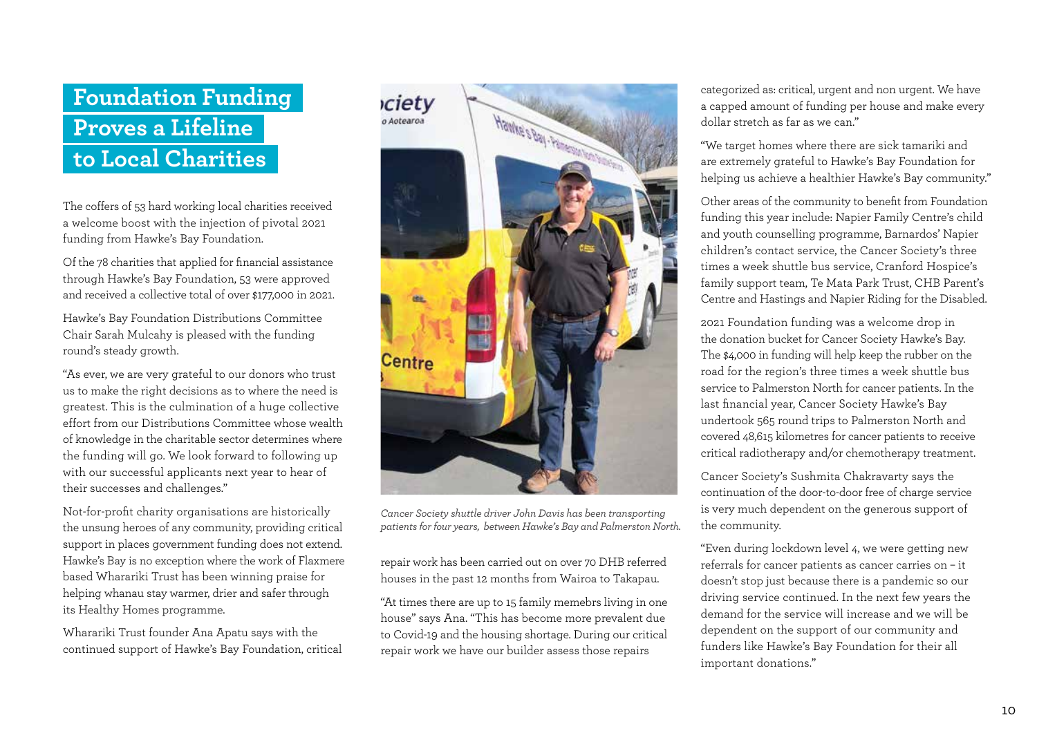# Foundation Funding Proves a Lifeline to Local Charities

The coffers of 53 hard working local charities received a welcome boost with the injection of pivotal 2021 funding from Hawke's Bay Foundation.

Of the 78 charities that applied for financial assistance through Hawke's Bay Foundation, 53 were approved and received a collective total of over $177,000 in 2021.

Hawke's Bay Foundation Distributions Committee Chair Sarah Mulcahy is pleased with the funding round's steady growth.

"As ever, we are very grateful to our donors who trust us to make the right decisions as to where the need is greatest. This is the culmination of a huge collective effort from our Distributions Committee whose wealth of knowledge in the charitable sector determines where the funding will go. We look forward to following up with our successful applicants next year to hear of their successes and challenges."

Not-for-profit charity organisations are historically the unsung heroes of any community, providing critical support in places government funding does not extend. Hawke's Bay is no exception where the work of Flaxmere based Wharariki Trust has been winning praise for helping whanau stay warmer, drier and safer through its Healthy Homes programme.

Wharariki Trust founder Ana Apatu says with the continued support of Hawke's Bay Foundation, critical repair work has been carried out on over 70 DHB referred houses in the past 12 months from Wairoa to Takapau.

*Cancer Society shuttle driver John Davis has been transporting patients for four years, between Hawke's Bay and Palmerston North.*

"At times there are up to 15 family memebrs living in one house" says Ana. "This has become more prevalent due to Covid-19 and the housing shortage. During our critical repair work we have our builder assess those repairs categorized as: critical, urgent and non urgent. We have a capped amount of funding per house and make every dollar stretch as far as we can."

"We target homes where there are sick tamariki and are extremely grateful to Hawke's Bay Foundation for helping us achieve a healthier Hawke's Bay community."

Other areas of the community to benefit from Foundation funding this year include: Napier Family Centre's child and youth counselling programme, Barnardos' Napier children's contact service, the Cancer Society's three times a week shuttle bus service, Cranford Hospice's family support team, Te Mata Park Trust, CHB Parent's Centre and Hastings and Napier Riding for the Disabled.

2021 Foundation funding was a welcome drop in the donation bucket for Cancer Society Hawke's Bay. The $4,000 in funding will help keep the rubber on the road for the region's three times a week shuttle bus service to Palmerston North for cancer patients. In the last financial year, Cancer Society Hawke's Bay undertook 565 round trips to Palmerston North and covered 48,615 kilometres for cancer patients to receive critical radiotherapy and/or chemotherapy treatment.

Cancer Society's Sushmita Chakravarty says the continuation of the door-to-door free of charge service is very much dependent on the generous support of the community.

"Even during lockdown level 4, we were getting new referrals for cancer patients as cancer carries on – it doesn't stop just because there is a pandemic so our driving service continued. In the next few years the demand for the service will increase and we will be dependent on the support of our community and funders like Hawke's Bay Foundation for their all important donations."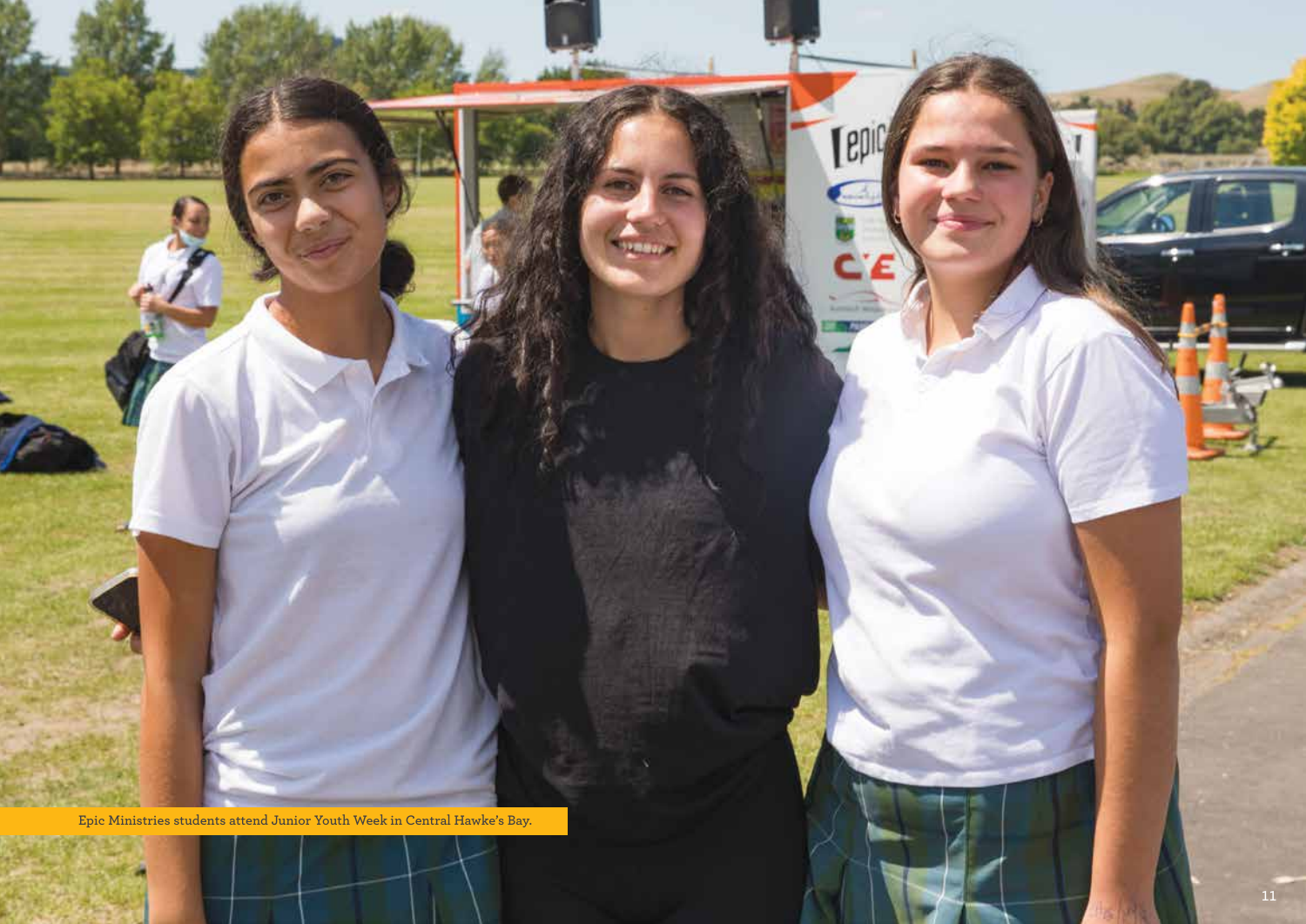Epic Ministries students attend Junior Youth Week in Central Hawke's Bay.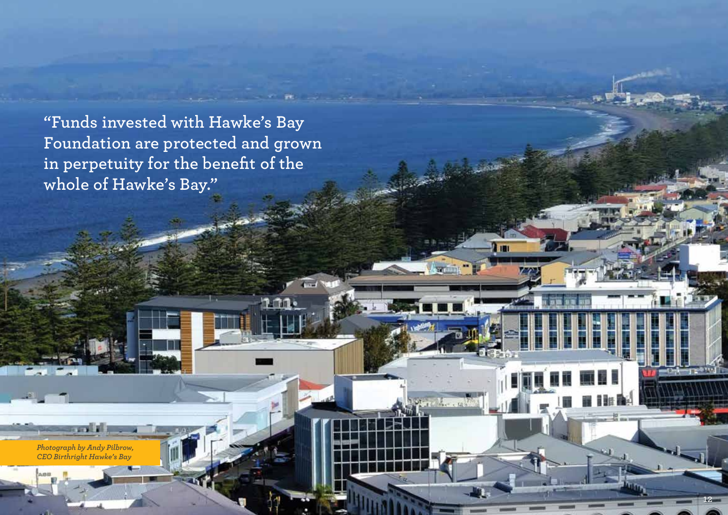"Funds invested with Hawke's Bay Foundation are protected and grown in perpetuity for the benefit of the whole of Hawke's Bay."

*Photograph by Andy Pilbrow, CEO Birthright Hawke's Bay*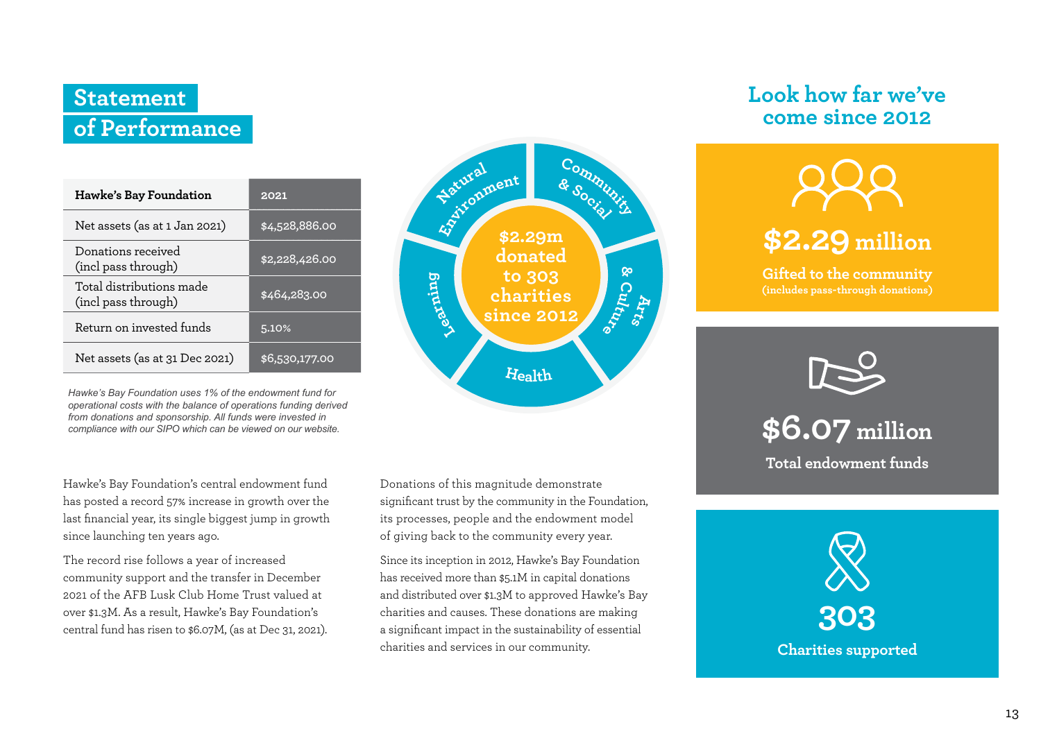# Statement of Performance

| Hawke's Bay Foundation | 2021 |
|---|---|
| Net assets (as at 1 Jan 2021) | $4,528,886.00 |
| Donations received (incl pass through) | $2,228,426.00 |
| Total distributions made (incl pass through) | $464,283.00 |
| Return on invested funds | 5.10% |
| Net assets (as at 31 Dec 2021) | $6,530,177.00 |

*Hawke's Bay Foundation uses 1% of the endowment fund for operational costs with the balance of operations funding derived from donations and sponsorship. All funds were invested in compliance with our SIPO which can be viewed on our website.*

Natural Environment | Community & Social | Arts & Culture | Health | Learning

**$2.29m donated to 303 charities since 2012**

Hawke's Bay Foundation's central endowment fund has posted a record 57% increase in growth over the last financial year, its single biggest jump in growth since launching ten years ago.

The record rise follows a year of increased community support and the transfer in December 2021 of the AFB Lusk Club Home Trust valued at over $1.3M. As a result, Hawke's Bay Foundation's central fund has risen to $6.07M, (as at Dec 31, 2021).

Donations of this magnitude demonstrate significant trust by the community in the Foundation, its processes, people and the endowment model of giving back to the community every year.

Since its inception in 2012, Hawke's Bay Foundation has received more than $5.1M in capital donations and distributed over $1.3M to approved Hawke's Bay charities and causes. These donations are making a significant impact in the sustainability of essential charities and services in our community.

## Look how far we've come since 2012

**$2.29 million**

Gifted to the community
(includes pass-through donations)

**$6.07 million**

Total endowment funds

**303**

Charities supported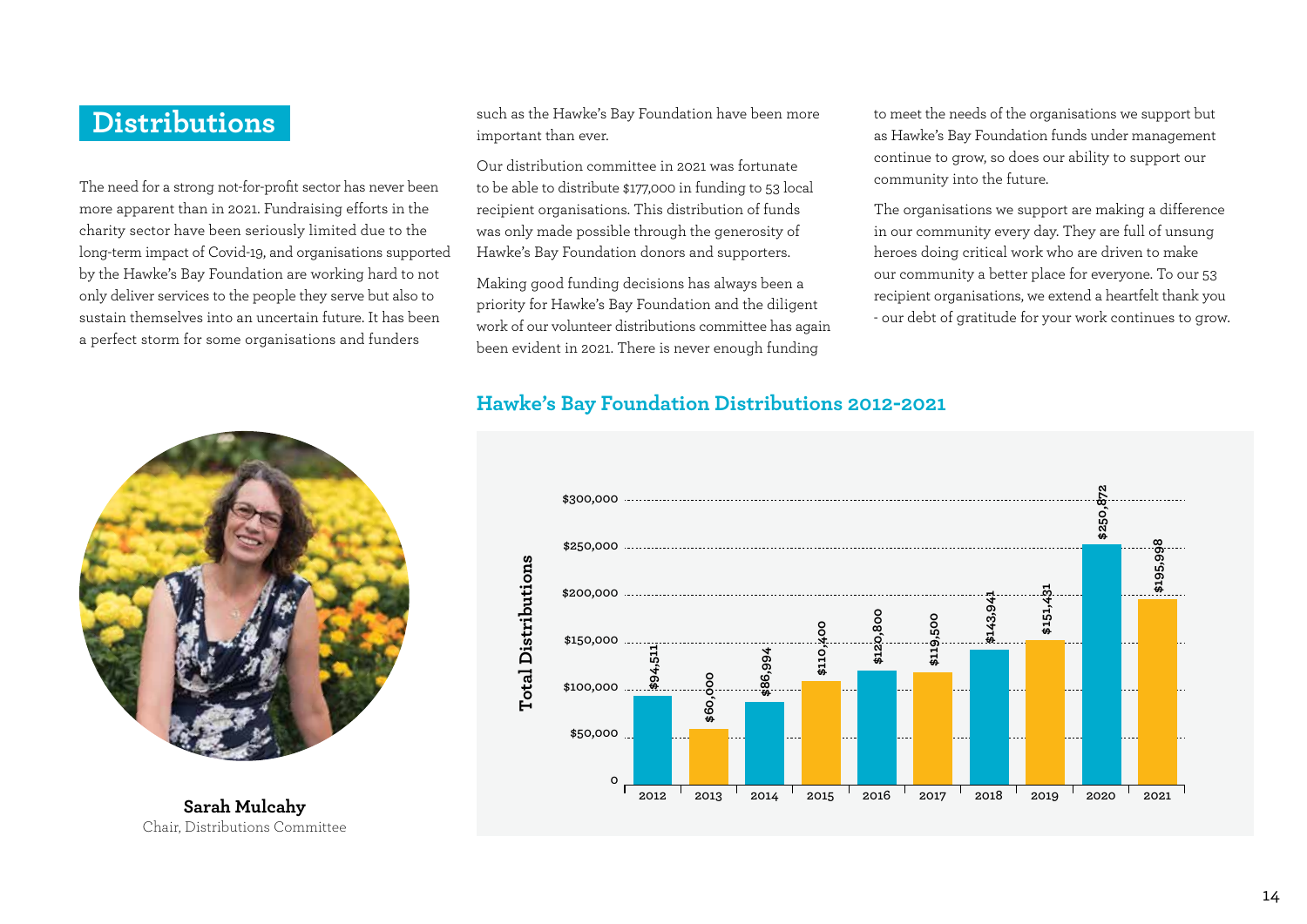# Distributions

The need for a strong not-for-profit sector has never been more apparent than in 2021. Fundraising efforts in the charity sector have been seriously limited due to the long-term impact of Covid-19, and organisations supported by the Hawke's Bay Foundation are working hard to not only deliver services to the people they serve but also to sustain themselves into an uncertain future. It has been a perfect storm for some organisations and funders such as the Hawke's Bay Foundation have been more important than ever.

Our distribution committee in 2021 was fortunate to be able to distribute $177,000 in funding to 53 local recipient organisations. This distribution of funds was only made possible through the generosity of Hawke's Bay Foundation donors and supporters.

Making good funding decisions has always been a priority for Hawke's Bay Foundation and the diligent work of our volunteer distributions committee has again been evident in 2021. There is never enough funding to meet the needs of the organisations we support but as Hawke's Bay Foundation funds under management continue to grow, so does our ability to support our community into the future.

The organisations we support are making a difference in our community every day. They are full of unsung heroes doing critical work who are driven to make our community a better place for everyone. To our 53 recipient organisations, we extend a heartfelt thank you - our debt of gratitude for your work continues to grow.

**Sarah Mulcahy**
Chair, Distributions Committee

## Hawke's Bay Foundation Distributions 2012-2021

| Year | Total Distributions |
|---|---|
| 2012 | $94,511 |
| 2013 | $60,000 |
| 2014 | $86,994 |
| 2015 | $110,400 |
| 2016 | $120,800 |
| 2017 | $119,500 |
| 2018 | $143,941 |
| 2019 | $151,431 |
| 2020 | $250,872 |
| 2021 | $195,998 |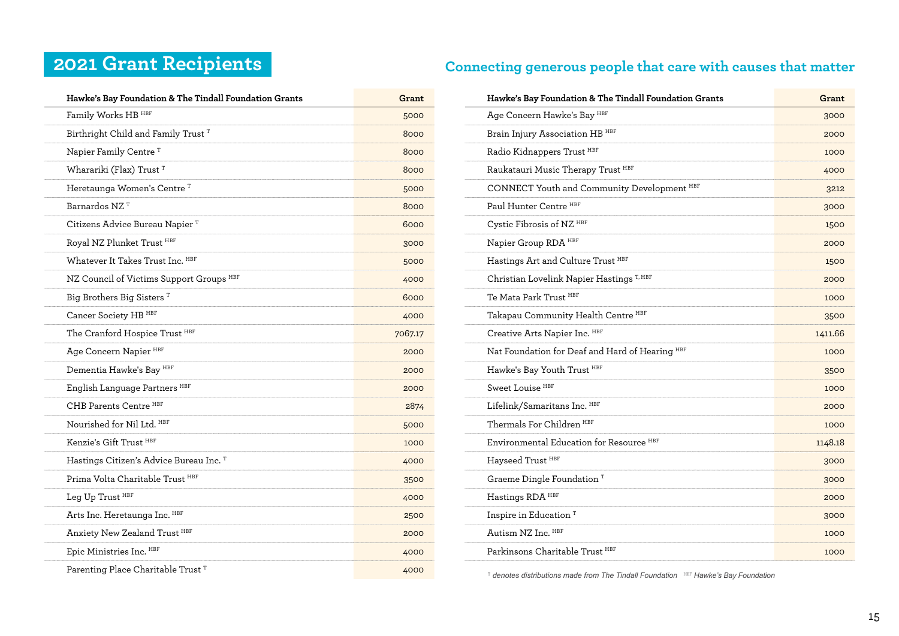# 2021 Grant Recipients

## Connecting generous people that care with causes that matter

| Hawke's Bay Foundation & The Tindall Foundation Grants | Grant |
|---|---|
| Family Works HB [HBF] | 5000 |
| Birthright Child and Family Trust [T] | 8000 |
| Napier Family Centre [T] | 8000 |
| Wharariki (Flax) Trust [T] | 8000 |
| Heretaunga Women's Centre [T] | 5000 |
| Barnardos NZ [T] | 8000 |
| Citizens Advice Bureau Napier [T] | 6000 |
| Royal NZ Plunket Trust [HBF] | 3000 |
| Whatever It Takes Trust Inc. [HBF] | 5000 |
| NZ Council of Victims Support Groups [HBF] | 4000 |
| Big Brothers Big Sisters [T] | 6000 |
| Cancer Society HB [HBF] | 4000 |
| The Cranford Hospice Trust [HBF] | 7067.17 |
| Age Concern Napier [HBF] | 2000 |
| Dementia Hawke's Bay [HBF] | 2000 |
| English Language Partners [HBF] | 2000 |
| CHB Parents Centre [HBF] | 2874 |
| Nourished for Nil Ltd. [HBF] | 5000 |
| Kenzie's Gift Trust [HBF] | 1000 |
| Hastings Citizen's Advice Bureau Inc. [T] | 4000 |
| Prima Volta Charitable Trust [HBF] | 3500 |
| Leg Up Trust [HBF] | 4000 |
| Arts Inc. Heretaunga Inc. [HBF] | 2500 |
| Anxiety New Zealand Trust [HBF] | 2000 |
| Epic Ministries Inc. [HBF] | 4000 |
| Parenting Place Charitable Trust [T] | 4000 |

| Hawke's Bay Foundation & The Tindall Foundation Grants | Grant |
|---|---|
| Age Concern Hawke's Bay [HBF] | 3000 |
| Brain Injury Association HB [HBF] | 2000 |
| Radio Kidnappers Trust [HBF] | 1000 |
| Raukatauri Music Therapy Trust [HBF] | 4000 |
| CONNECT Youth and Community Development [HBF] | 3212 |
| Paul Hunter Centre [HBF] | 3000 |
| Cystic Fibrosis of NZ [HBF] | 1500 |
| Napier Group RDA [HBF] | 2000 |
| Hastings Art and Culture Trust [HBF] | 1500 |
| Christian Lovelink Napier Hastings [T, HBF] | 2000 |
| Te Mata Park Trust [HBF] | 1000 |
| Takapau Community Health Centre [HBF] | 3500 |
| Creative Arts Napier Inc. [HBF] | 1411.66 |
| Nat Foundation for Deaf and Hard of Hearing [HBF] | 1000 |
| Hawke's Bay Youth Trust [HBF] | 3500 |
| Sweet Louise [HBF] | 1000 |
| Lifelink/Samaritans Inc. [HBF] | 2000 |
| Thermals For Children [HBF] | 1000 |
| Environmental Education for Resource [HBF] | 1148.18 |
| Hayseed Trust [HBF] | 3000 |
| Graeme Dingle Foundation [T] | 3000 |
| Hastings RDA [HBF] | 2000 |
| Inspire in Education [T] | 3000 |
| Autism NZ Inc. [HBF] | 1000 |
| Parkinsons Charitable Trust [HBF] | 1000 |

*[T] denotes distributions made from The Tindall Foundation [HBF] Hawke's Bay Foundation*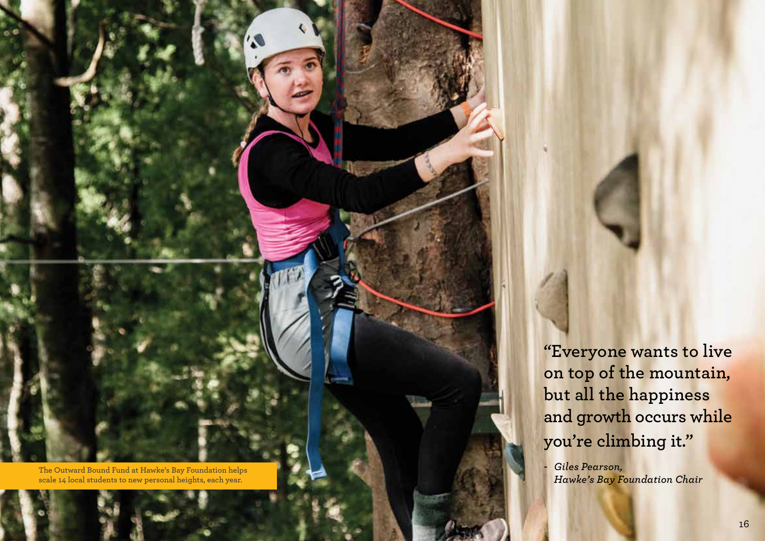The Outward Bound Fund at Hawke's Bay Foundation helps scale 14 local students to new personal heights, each year.

**"Everyone wants to live on top of the mountain, but all the happiness and growth occurs while you're climbing it."**

*- Giles Pearson, Hawke's Bay Foundation Chair*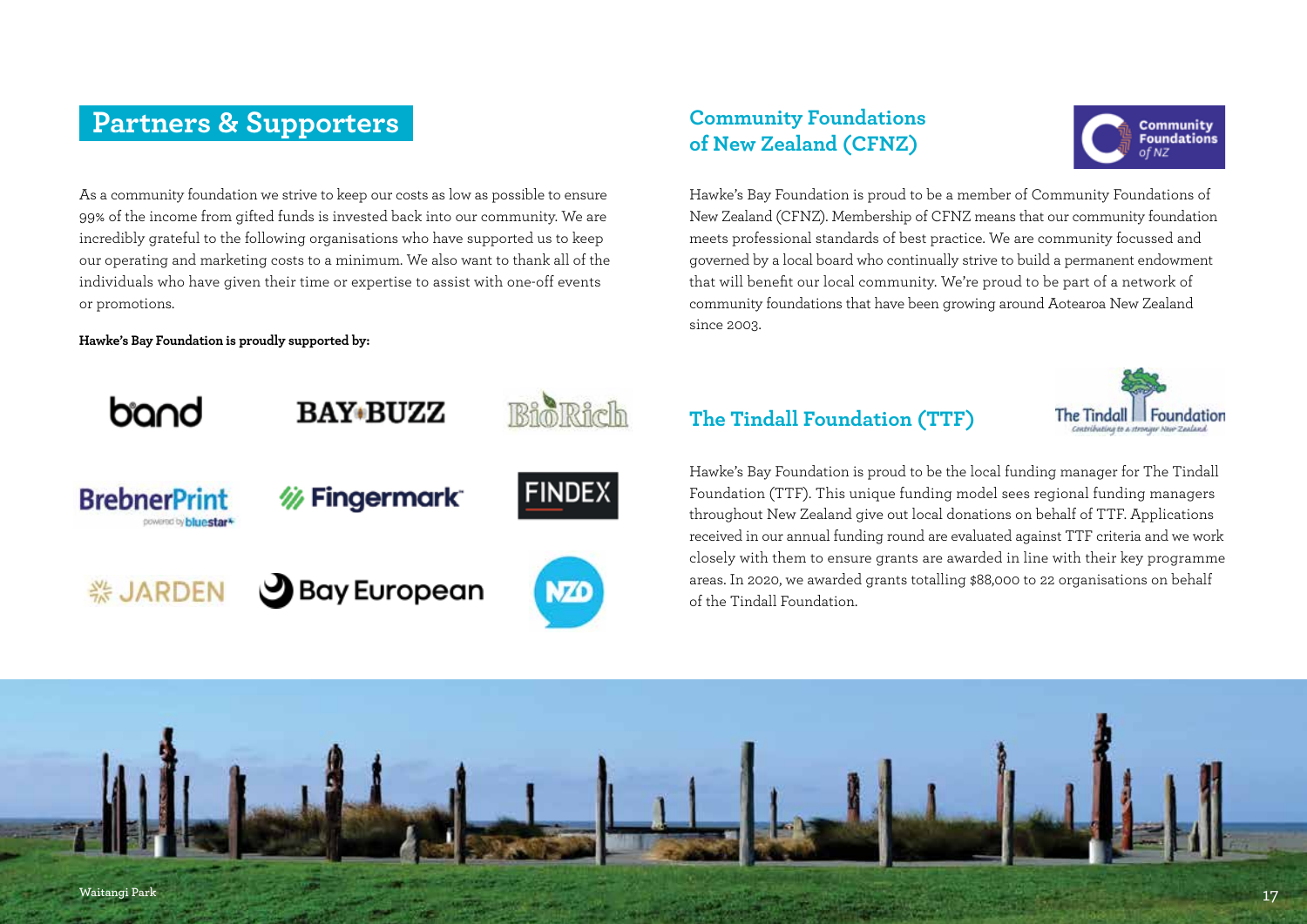## Partners & Supporters

As a community foundation we strive to keep our costs as low as possible to ensure 99% of the income from gifted funds is invested back into our community. We are incredibly grateful to the following organisations who have supported us to keep our operating and marketing costs to a minimum. We also want to thank all of the individuals who have given their time or expertise to assist with one-off events or promotions.

**Hawke's Bay Foundation is proudly supported by:**

band

BAY BUZZ

BioRich

BrebnerPrint powered by bluestar

Fingermark

FINDEX

JARDEN

Bay European

NZD

## Community Foundations of New Zealand (CFNZ)

Hawke's Bay Foundation is proud to be a member of Community Foundations of New Zealand (CFNZ). Membership of CFNZ means that our community foundation meets professional standards of best practice. We are community focussed and governed by a local board who continually strive to build a permanent endowment that will benefit our local community. We're proud to be part of a network of community foundations that have been growing around Aotearoa New Zealand since 2003.

## The Tindall Foundation (TTF)

Hawke's Bay Foundation is proud to be the local funding manager for The Tindall Foundation (TTF). This unique funding model sees regional funding managers throughout New Zealand give out local donations on behalf of TTF. Applications received in our annual funding round are evaluated against TTF criteria and we work closely with them to ensure grants are awarded in line with their key programme areas. In 2020, we awarded grants totalling $88,000 to 22 organisations on behalf of the Tindall Foundation.

Waitangi Park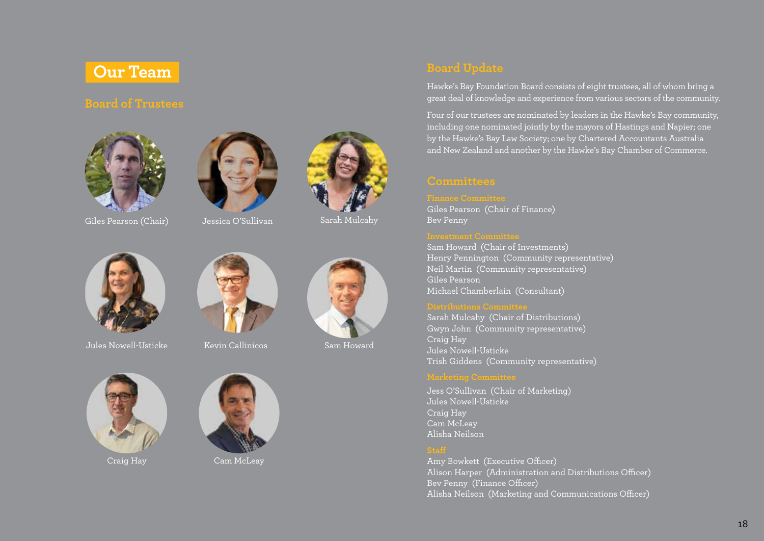# Our Team

## Board of Trustees

Giles Pearson (Chair)

Jessica O'Sullivan

Sarah Mulcahy

Jules Nowell-Usticke

Kevin Callinicos

Sam Howard

Craig Hay

Cam McLeay

## Board Update

Hawke's Bay Foundation Board consists of eight trustees, all of whom bring a great deal of knowledge and experience from various sectors of the community.

Four of our trustees are nominated by leaders in the Hawke's Bay community, including one nominated jointly by the mayors of Hastings and Napier; one by the Hawke's Bay Law Society; one by Chartered Accountants Australia and New Zealand and another by the Hawke's Bay Chamber of Commerce.

## Committees

### Finance Committee

Giles Pearson (Chair of Finance)
Bev Penny

### Investment Committee

Sam Howard (Chair of Investments)
Henry Pennington (Community representative)
Neil Martin (Community representative)
Giles Pearson
Michael Chamberlain (Consultant)

### Distributions Committee

Sarah Mulcahy (Chair of Distributions)
Gwyn John (Community representative)
Craig Hay
Jules Nowell-Usticke
Trish Giddens (Community representative)

### Marketing Committee

Jess O'Sullivan (Chair of Marketing)
Jules Nowell-Usticke
Craig Hay
Cam McLeay
Alisha Neilson

### Staff

Amy Bowkett (Executive Officer)
Alison Harper (Administration and Distributions Officer)
Bev Penny (Finance Officer)
Alisha Neilson (Marketing and Communications Officer)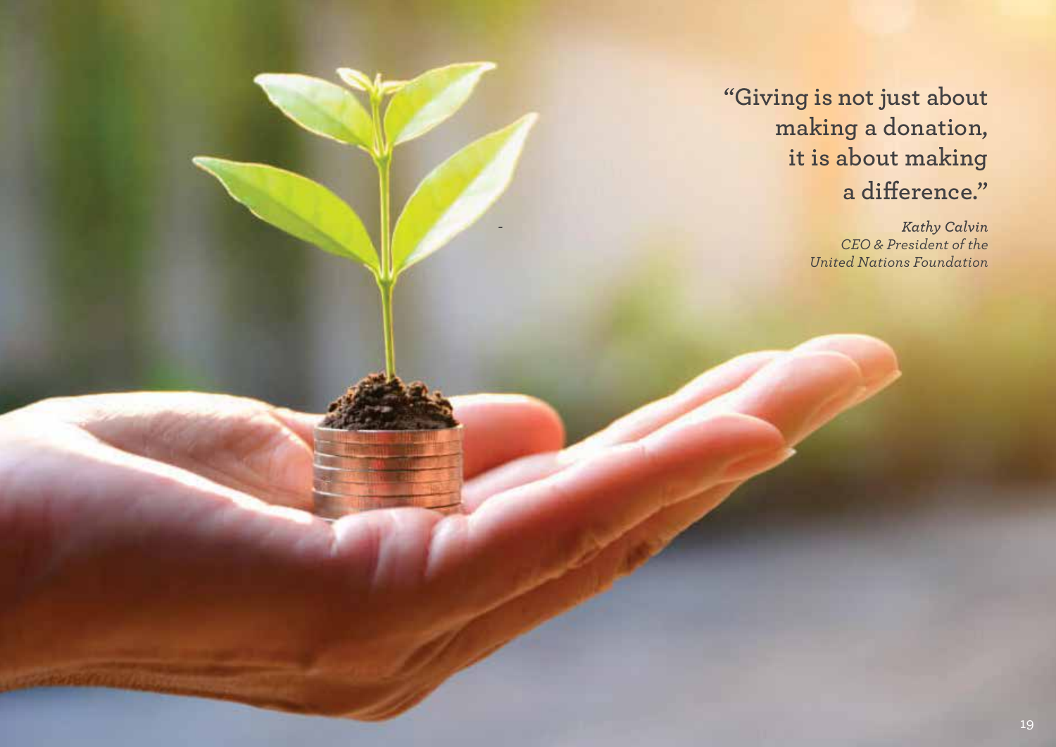**"Giving is not just about making a donation, it is about making a difference."**

*Kathy Calvin*
*CEO & President of the United Nations Foundation*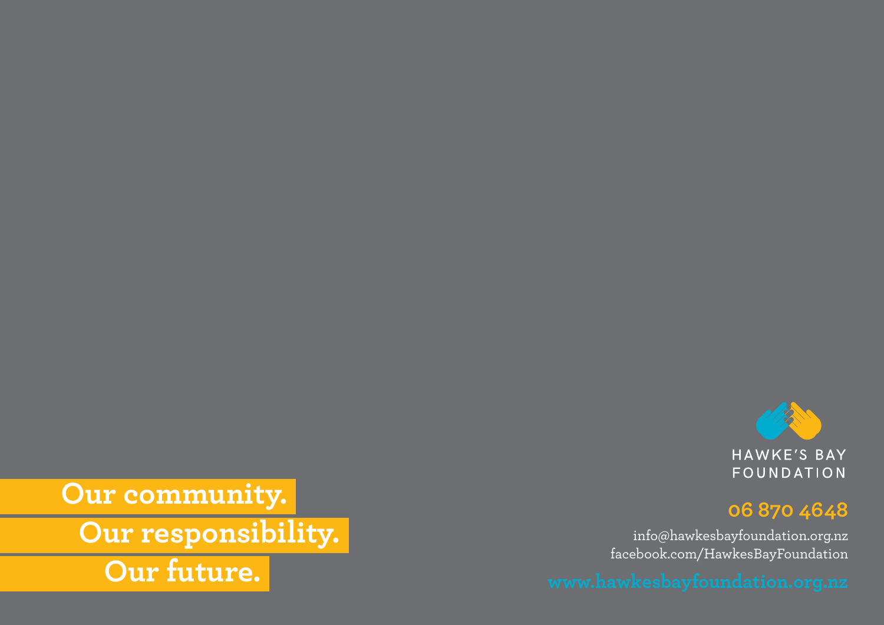**Our community.**
**Our responsibility.**
**Our future.**

HAWKE'S BAY FOUNDATION

**06 870 4648**

info@hawkesbayfoundation.org.nz
facebook.com/HawkesBayFoundation

**www.hawkesbayfoundation.org.nz**